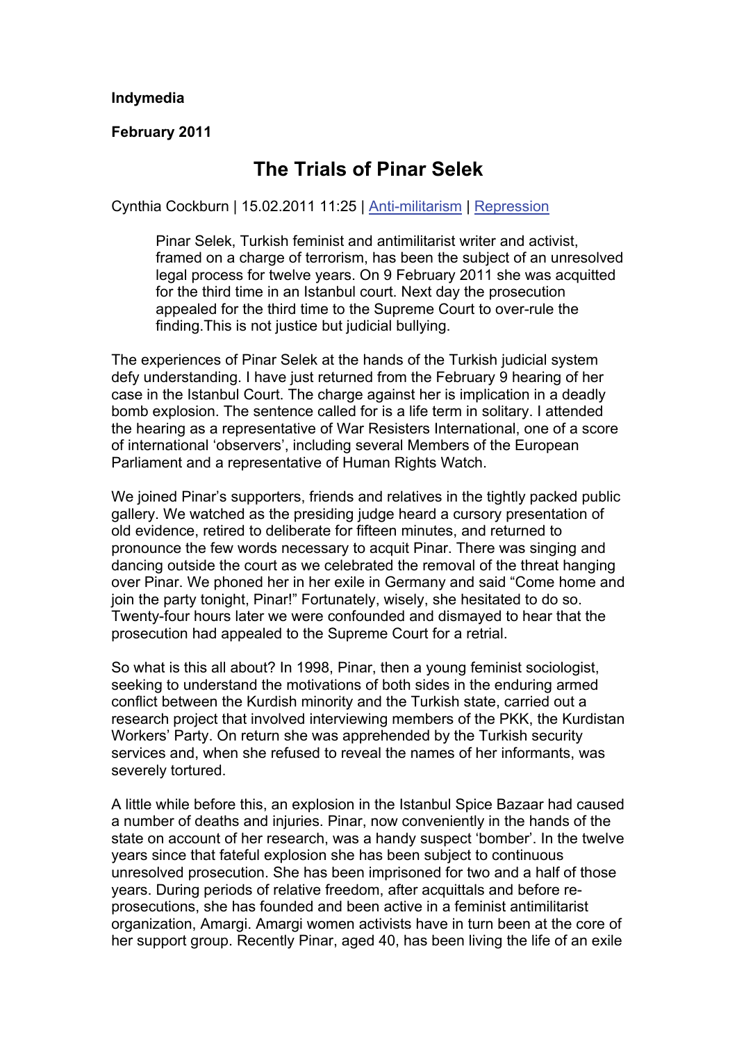**Indymedia**

**February 2011**

# The Trials of Pinar Selek

Cynthia Cockburn | 15.02.2011 11:25 | Anti-militarism | Repression

> Pinar Selek, Turkish feminist and antimilitarist writer and activist, framed on a charge of terrorism, has been the subject of an unresolved legal process for twelve years. On 9 February 2011 she was acquitted for the third time in an Istanbul court. Next day the prosecution appealed for the third time to the Supreme Court to over-rule the finding.This is not justice but judicial bullying.

The experiences of Pinar Selek at the hands of the Turkish judicial system defy understanding. I have just returned from the February 9 hearing of her case in the Istanbul Court. The charge against her is implication in a deadly bomb explosion. The sentence called for is a life term in solitary. I attended the hearing as a representative of War Resisters International, one of a score of international 'observers', including several Members of the European Parliament and a representative of Human Rights Watch.

We joined Pinar's supporters, friends and relatives in the tightly packed public gallery. We watched as the presiding judge heard a cursory presentation of old evidence, retired to deliberate for fifteen minutes, and returned to pronounce the few words necessary to acquit Pinar. There was singing and dancing outside the court as we celebrated the removal of the threat hanging over Pinar. We phoned her in her exile in Germany and said "Come home and join the party tonight, Pinar!" Fortunately, wisely, she hesitated to do so. Twenty-four hours later we were confounded and dismayed to hear that the prosecution had appealed to the Supreme Court for a retrial.

So what is this all about? In 1998, Pinar, then a young feminist sociologist, seeking to understand the motivations of both sides in the enduring armed conflict between the Kurdish minority and the Turkish state, carried out a research project that involved interviewing members of the PKK, the Kurdistan Workers' Party. On return she was apprehended by the Turkish security services and, when she refused to reveal the names of her informants, was severely tortured.

A little while before this, an explosion in the Istanbul Spice Bazaar had caused a number of deaths and injuries. Pinar, now conveniently in the hands of the state on account of her research, was a handy suspect 'bomber'. In the twelve years since that fateful explosion she has been subject to continuous unresolved prosecution. She has been imprisoned for two and a half of those years. During periods of relative freedom, after acquittals and before re-prosecutions, she has founded and been active in a feminist antimilitarist organization, Amargi. Amargi women activists have in turn been at the core of her support group. Recently Pinar, aged 40, has been living the life of an exile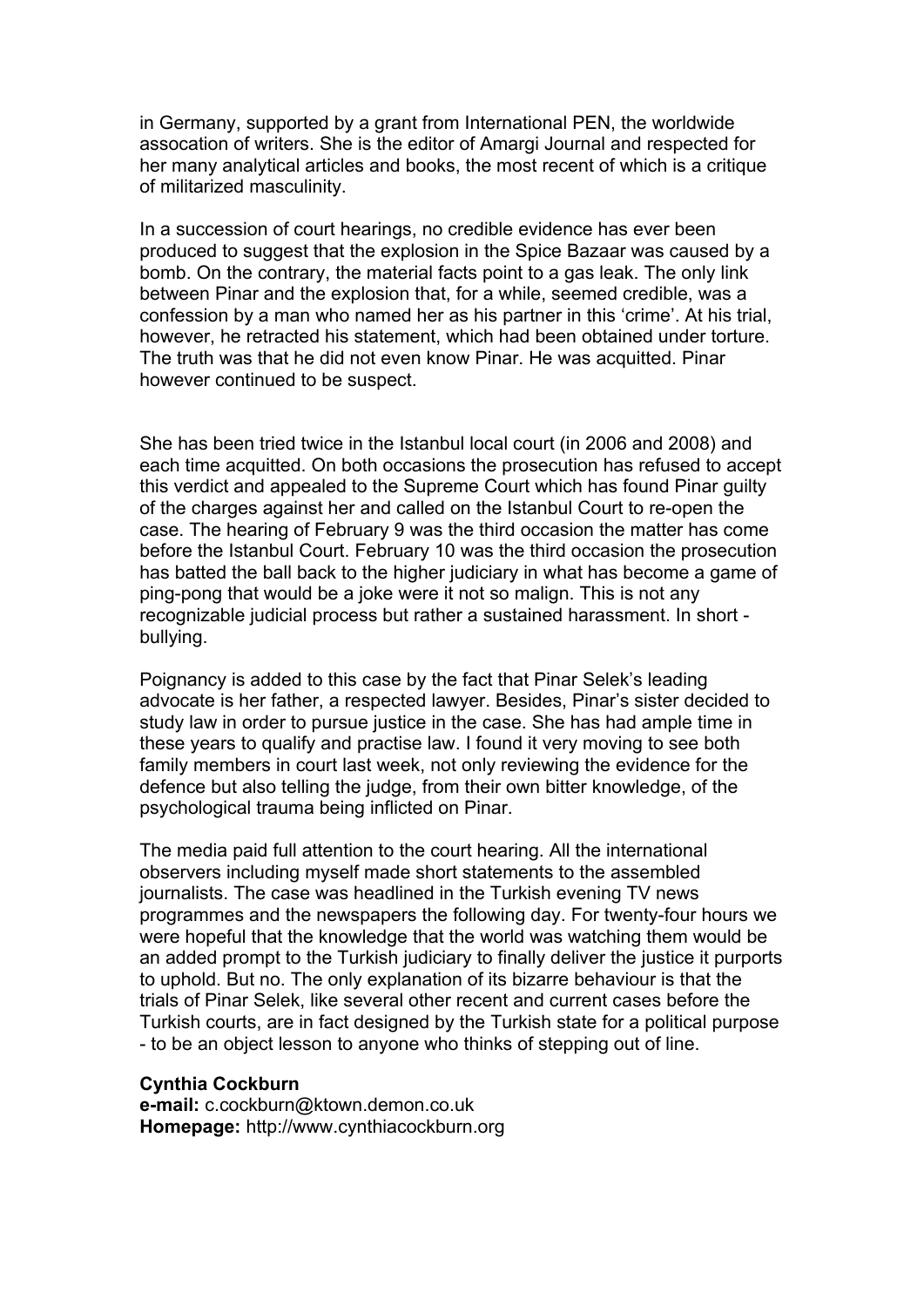in Germany, supported by a grant from International PEN, the worldwide assocation of writers. She is the editor of Amargi Journal and respected for her many analytical articles and books, the most recent of which is a critique of militarized masculinity.

In a succession of court hearings, no credible evidence has ever been produced to suggest that the explosion in the Spice Bazaar was caused by a bomb. On the contrary, the material facts point to a gas leak. The only link between Pinar and the explosion that, for a while, seemed credible, was a confession by a man who named her as his partner in this 'crime'. At his trial, however, he retracted his statement, which had been obtained under torture. The truth was that he did not even know Pinar. He was acquitted. Pinar however continued to be suspect.

She has been tried twice in the Istanbul local court (in 2006 and 2008) and each time acquitted. On both occasions the prosecution has refused to accept this verdict and appealed to the Supreme Court which has found Pinar guilty of the charges against her and called on the Istanbul Court to re-open the case. The hearing of February 9 was the third occasion the matter has come before the Istanbul Court. February 10 was the third occasion the prosecution has batted the ball back to the higher judiciary in what has become a game of ping-pong that would be a joke were it not so malign. This is not any recognizable judicial process but rather a sustained harassment. In short - bullying.

Poignancy is added to this case by the fact that Pinar Selek's leading advocate is her father, a respected lawyer. Besides, Pinar's sister decided to study law in order to pursue justice in the case. She has had ample time in these years to qualify and practise law. I found it very moving to see both family members in court last week, not only reviewing the evidence for the defence but also telling the judge, from their own bitter knowledge, of the psychological trauma being inflicted on Pinar.

The media paid full attention to the court hearing. All the international observers including myself made short statements to the assembled journalists. The case was headlined in the Turkish evening TV news programmes and the newspapers the following day. For twenty-four hours we were hopeful that the knowledge that the world was watching them would be an added prompt to the Turkish judiciary to finally deliver the justice it purports to uphold. But no. The only explanation of its bizarre behaviour is that the trials of Pinar Selek, like several other recent and current cases before the Turkish courts, are in fact designed by the Turkish state for a political purpose - to be an object lesson to anyone who thinks of stepping out of line.

**Cynthia Cockburn**
**e-mail:** c.cockburn@ktown.demon.co.uk
**Homepage:** http://www.cynthiacockburn.org